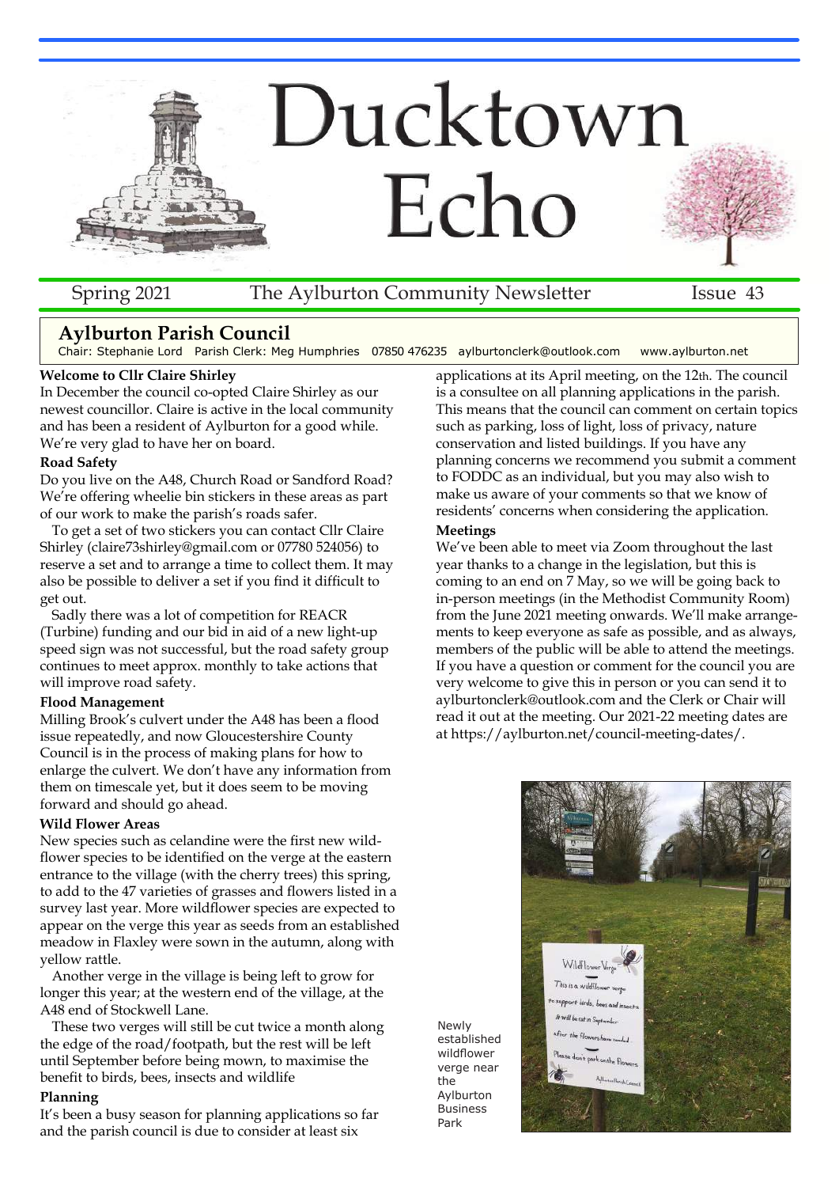# Ducktown Echo

Spring 2021 The Aylburton Community Newsletter Issue 43

## Aylburton Parish Council

Chair: Stephanie Lord Parish Clerk: Meg Humphries 07850 476235 aylburtonclerk@outlook.com www.aylburton.net

**Welcome to Cllr Claire Shirley**

In December the council co-opted Claire Shirley as our newest councillor. Claire is active in the local community and has been a resident of Aylburton for a good while. We're very glad to have her on board.

**Road Safety**

Do you live on the A48, Church Road or Sandford Road? We're offering wheelie bin stickers in these areas as part of our work to make the parish's roads safer.

To get a set of two stickers you can contact Cllr Claire Shirley (claire73shirley@gmail.com or 07780 524056) to reserve a set and to arrange a time to collect them. It may also be possible to deliver a set if you find it difficult to get out.

Sadly there was a lot of competition for REACR (Turbine) funding and our bid in aid of a new light-up speed sign was not successful, but the road safety group continues to meet approx. monthly to take actions that will improve road safety.

**Flood Management**

Milling Brook's culvert under the A48 has been a flood issue repeatedly, and now Gloucestershire County Council is in the process of making plans for how to enlarge the culvert. We don't have any information from them on timescale yet, but it does seem to be moving forward and should go ahead.

**Wild Flower Areas**

New species such as celandine were the first new wild-flower species to be identified on the verge at the eastern entrance to the village (with the cherry trees) this spring, to add to the 47 varieties of grasses and flowers listed in a survey last year. More wildflower species are expected to appear on the verge this year as seeds from an established meadow in Flaxley were sown in the autumn, along with yellow rattle.

Another verge in the village is being left to grow for longer this year; at the western end of the village, at the A48 end of Stockwell Lane.

These two verges will still be cut twice a month along the edge of the road/footpath, but the rest will be left until September before being mown, to maximise the benefit to birds, bees, insects and wildlife

**Planning**

It's been a busy season for planning applications so far and the parish council is due to consider at least six applications at its April meeting, on the 12th. The council is a consultee on all planning applications in the parish. This means that the council can comment on certain topics such as parking, loss of light, loss of privacy, nature conservation and listed buildings. If you have any planning concerns we recommend you submit a comment to FODDC as an individual, but you may also wish to make us aware of your comments so that we know of residents' concerns when considering the application.

**Meetings**

We've been able to meet via Zoom throughout the last year thanks to a change in the legislation, but this is coming to an end on 7 May, so we will be going back to in-person meetings (in the Methodist Community Room) from the June 2021 meeting onwards. We'll make arrangements to keep everyone as safe as possible, and as always, members of the public will be able to attend the meetings. If you have a question or comment for the council you are very welcome to give this in person or you can send it to aylburtonclerk@outlook.com and the Clerk or Chair will read it out at the meeting. Our 2021-22 meeting dates are at https://aylburton.net/council-meeting-dates/.

Newly established wildflower verge near the Aylburton Business Park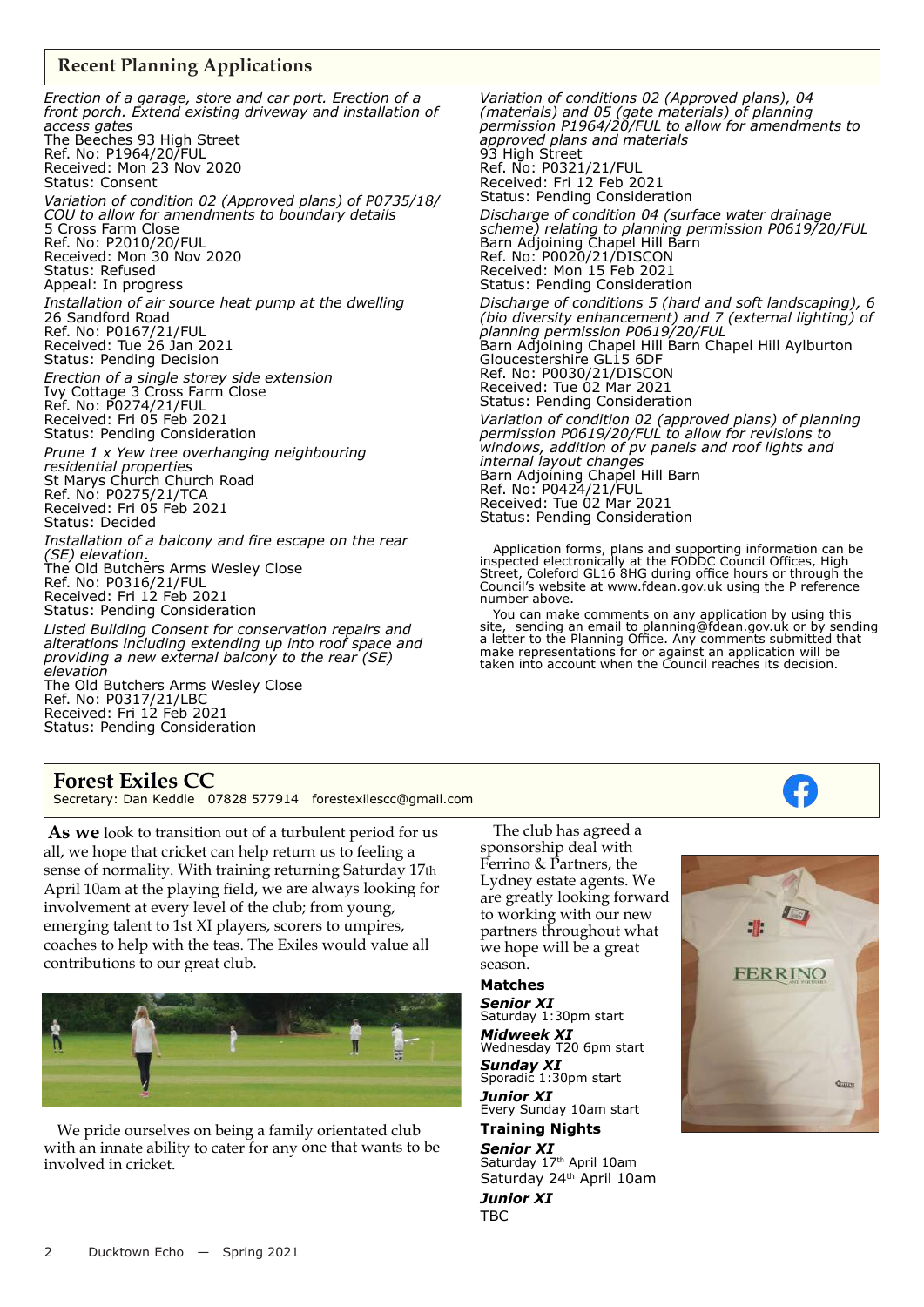## Recent Planning Applications

*Erection of a garage, store and car port. Erection of a front porch. Extend existing driveway and installation of access gates*
The Beeches 93 High Street
Ref. No: P1964/20/FUL
Received: Mon 23 Nov 2020
Status: Consent

*Variation of condition 02 (Approved plans) of P0735/18/COU to allow for amendments to boundary details*
5 Cross Farm Close
Ref. No: P2010/20/FUL
Received: Mon 30 Nov 2020
Status: Refused
Appeal: In progress

*Installation of air source heat pump at the dwelling*
26 Sandford Road
Ref. No: P0167/21/FUL
Received: Tue 26 Jan 2021
Status: Pending Decision

*Erection of a single storey side extension*
Ivy Cottage 3 Cross Farm Close
Ref. No: P0274/21/FUL
Received: Fri 05 Feb 2021
Status: Pending Consideration

*Prune 1 x Yew tree overhanging neighbouring residential properties*
St Marys Church Church Road
Ref. No: P0275/21/TCA
Received: Fri 05 Feb 2021
Status: Decided

*Installation of a balcony and fire escape on the rear (SE) elevation.*
The Old Butchers Arms Wesley Close
Ref. No: P0316/21/FUL
Received: Fri 12 Feb 2021
Status: Pending Consideration

*Listed Building Consent for conservation repairs and alterations including extending up into roof space and providing a new external balcony to the rear (SE) elevation*
The Old Butchers Arms Wesley Close
Ref. No: P0317/21/LBC
Received: Fri 12 Feb 2021
Status: Pending Consideration

*Variation of conditions 02 (Approved plans), 04 (materials) and 05 (gate materials) of planning permission P1964/20/FUL to allow for amendments to approved plans and materials*
93 High Street
Ref. No: P0321/21/FUL
Received: Fri 12 Feb 2021
Status: Pending Consideration

*Discharge of condition 04 (surface water drainage scheme) relating to planning permission P0619/20/FUL*
Barn Adjoining Chapel Hill Barn
Ref. No: P0020/21/DISCON
Received: Mon 15 Feb 2021
Status: Pending Consideration

*Discharge of conditions 5 (hard and soft landscaping), 6 (bio diversity enhancement) and 7 (external lighting) of planning permission P0619/20/FUL*
Barn Adjoining Chapel Hill Barn Chapel Hill Aylburton Gloucestershire GL15 6DF
Ref. No: P0030/21/DISCON
Received: Tue 02 Mar 2021
Status: Pending Consideration

*Variation of condition 02 (approved plans) of planning permission P0619/20/FUL to allow for revisions to windows, addition of pv panels and roof lights and internal layout changes*
Barn Adjoining Chapel Hill Barn
Ref. No: P0424/21/FUL
Received: Tue 02 Mar 2021
Status: Pending Consideration

Application forms, plans and supporting information can be inspected electronically at the FODDC Council Offices, High Street, Coleford GL16 8HG during office hours or through the Council's website at www.fdean.gov.uk using the P reference number above.

You can make comments on any application by using this site, sending an email to planning@fdean.gov.uk or by sending a letter to the Planning Office. Any comments submitted that make representations for or against an application will be taken into account when the Council reaches its decision.

## Forest Exiles CC

Secretary: Dan Keddle 07828 577914 forestexilescc@gmail.com

**As we** look to transition out of a turbulent period for us all, we hope that cricket can help return us to feeling a sense of normality. With training returning Saturday 17th April 10am at the playing field, we are always looking for involvement at every level of the club; from young, emerging talent to 1st XI players, scorers to umpires, coaches to help with the teas. The Exiles would value all contributions to our great club.

We pride ourselves on being a family orientated club with an innate ability to cater for any one that wants to be involved in cricket.

The club has agreed a sponsorship deal with Ferrino & Partners, the Lydney estate agents. We are greatly looking forward to working with our new partners throughout what we hope will be a great season.

**Matches**

***Senior XI***
Saturday 1:30pm start

***Midweek XI***
Wednesday T20 6pm start

***Sunday XI***
Sporadic 1:30pm start

***Junior XI***
Every Sunday 10am start

**Training Nights**

***Senior XI***
Saturday 17th April 10am
Saturday 24th April 10am

***Junior XI***
TBC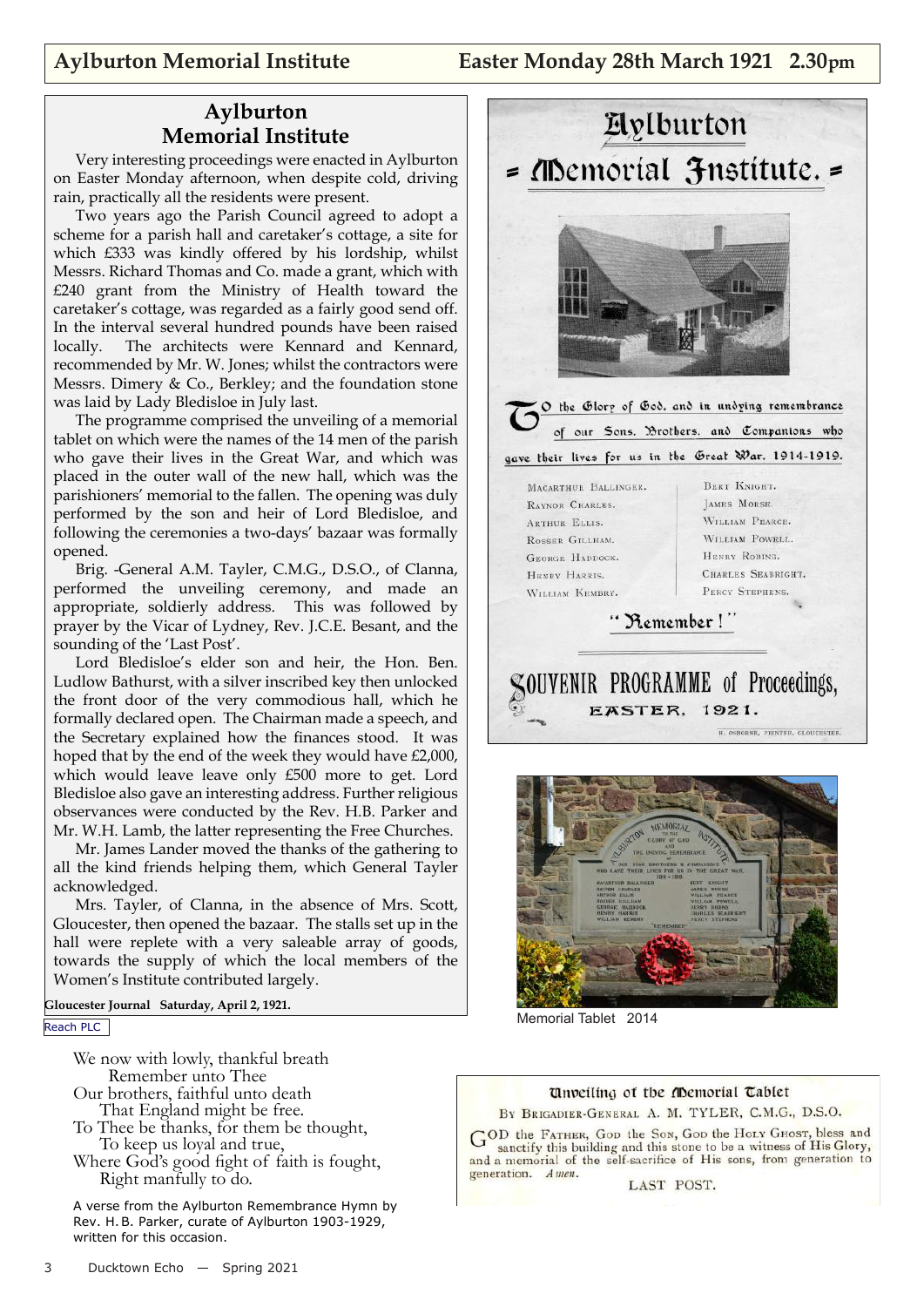# Aylburton Memorial Institute — Easter Monday 28th March 1921 2.30pm

## Aylburton Memorial Institute

Very interesting proceedings were enacted in Aylburton on Easter Monday afternoon, when despite cold, driving rain, practically all the residents were present.

Two years ago the Parish Council agreed to adopt a scheme for a parish hall and caretaker's cottage, a site for which £333 was kindly offered by his lordship, whilst Messrs. Richard Thomas and Co. made a grant, which with £240 grant from the Ministry of Health toward the caretaker's cottage, was regarded as a fairly good send off. In the interval several hundred pounds have been raised locally. The architects were Kennard and Kennard, recommended by Mr. W. Jones; whilst the contractors were Messrs. Dimery & Co., Berkley; and the foundation stone was laid by Lady Bledisloe in July last.

The programme comprised the unveiling of a memorial tablet on which were the names of the 14 men of the parish who gave their lives in the Great War, and which was placed in the outer wall of the new hall, which was the parishioners' memorial to the fallen. The opening was duly performed by the son and heir of Lord Bledisloe, and following the ceremonies a two-days' bazaar was formally opened.

Brig. -General A.M. Tayler, C.M.G., D.S.O., of Clanna, performed the unveiling ceremony, and made an appropriate, soldierly address. This was followed by prayer by the Vicar of Lydney, Rev. J.C.E. Besant, and the sounding of the 'Last Post'.

Lord Bledisloe's elder son and heir, the Hon. Ben. Ludlow Bathurst, with a silver inscribed key then unlocked the front door of the very commodious hall, which he formally declared open. The Chairman made a speech, and the Secretary explained how the finances stood. It was hoped that by the end of the week they would have £2,000, which would leave leave only £500 more to get. Lord Bledisloe also gave an interesting address. Further religious observances were conducted by the Rev. H.B. Parker and Mr. W.H. Lamb, the latter representing the Free Churches.

Mr. James Lander moved the thanks of the gathering to all the kind friends helping them, which General Tayler acknowledged.

Mrs. Tayler, of Clanna, in the absence of Mrs. Scott, Gloucester, then opened the bazaar. The stalls set up in the hall were replete with a very saleable array of goods, towards the supply of which the local members of the Women's Institute contributed largely.

**Gloucester Journal Saturday, April 2, 1921.**

Reach PLC

## Aylburton Memorial Institute.

To the Glory of God, and in undying remembrance of our Sons, Brothers, and Companions who gave their lives for us in the Great War, 1914-1919.

| | |
|---|---|
| Macarthur Ballinger. | Bert Knight. |
| Raynor Charles. | James Morse. |
| Arthur Ellis. | William Pearce. |
| Rosser Gillham. | William Powell. |
| George Haddock. | Henry Robins. |
| Henry Harris. | Charles Seabright. |
| William Kembry. | Percy Stephens. |

"Remember!"

SOUVENIR PROGRAMME of Proceedings, EASTER, 1921.

H. Osborne, Printer, Gloucester.

Memorial Tablet 2014

We now with lowly, thankful breath
Remember unto Thee
Our brothers, faithful unto death
That England might be free.
To Thee be thanks, for them be thought,
To keep us loyal and true,
Where God's good fight of faith is fought,
Right manfully to do.

A verse from the Aylburton Remembrance Hymn by Rev. H. B. Parker, curate of Aylburton 1903-1929, written for this occasion.

### Unveiling of the Memorial Tablet

By Brigadier-General A. M. Tyler, C.M.G., D.S.O.

God the Father, God the Son, God the Holy Ghost, bless and sanctify this building and this stone to be a witness of His Glory, and a memorial of the self-sacrifice of His sons, from generation to generation. *Amen.*

LAST POST.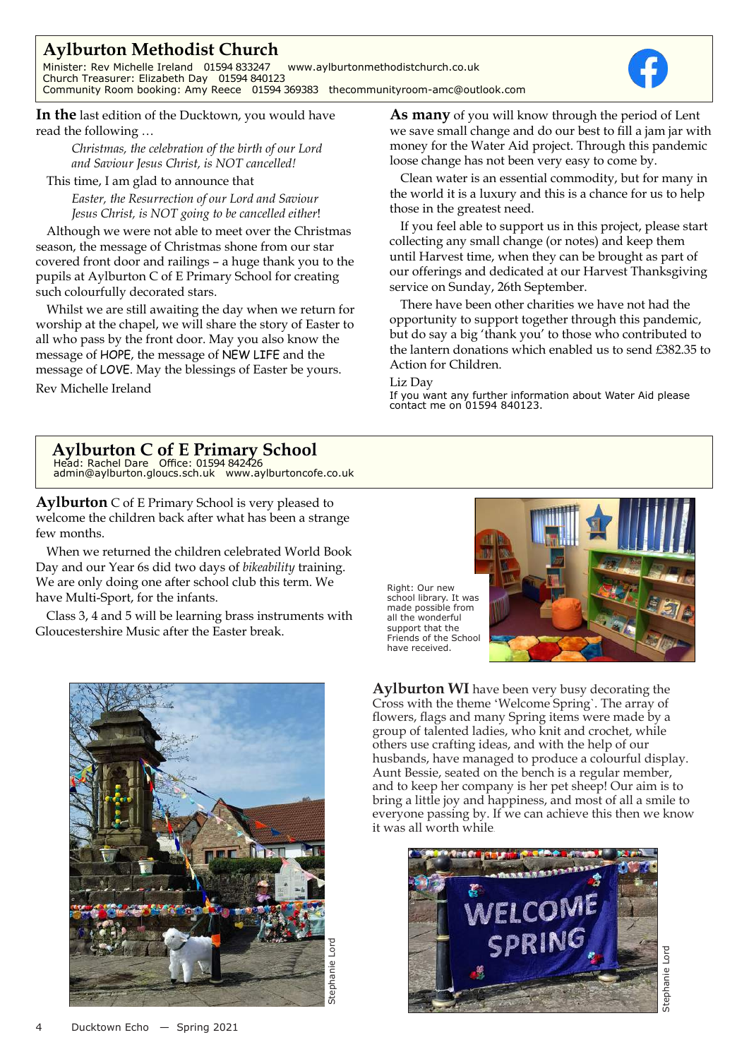## Aylburton Methodist Church

Minister: Rev Michelle Ireland 01594 833247 www.aylburtonmethodistchurch.co.uk
Church Treasurer: Elizabeth Day 01594 840123
Community Room booking: Amy Reece 01594 369383 thecommunityroom-amc@outlook.com

**In the** last edition of the Ducktown, you would have read the following …

> *Christmas, the celebration of the birth of our Lord and Saviour Jesus Christ, is NOT cancelled!*

This time, I am glad to announce that

> *Easter, the Resurrection of our Lord and Saviour Jesus Christ, is NOT going to be cancelled either*!

Although we were not able to meet over the Christmas season, the message of Christmas shone from our star covered front door and railings – a huge thank you to the pupils at Aylburton C of E Primary School for creating such colourfully decorated stars.

Whilst we are still awaiting the day when we return for worship at the chapel, we will share the story of Easter to all who pass by the front door. May you also know the message of HOPE, the message of NEW LIFE and the message of LOVE. May the blessings of Easter be yours.

Rev Michelle Ireland

**As many** of you will know through the period of Lent we save small change and do our best to fill a jam jar with money for the Water Aid project. Through this pandemic loose change has not been very easy to come by.

Clean water is an essential commodity, but for many in the world it is a luxury and this is a chance for us to help those in the greatest need.

If you feel able to support us in this project, please start collecting any small change (or notes) and keep them until Harvest time, when they can be brought as part of our offerings and dedicated at our Harvest Thanksgiving service on Sunday, 26th September.

There have been other charities we have not had the opportunity to support together through this pandemic, but do say a big 'thank you' to those who contributed to the lantern donations which enabled us to send £382.35 to Action for Children.

Liz Day

If you want any further information about Water Aid please contact me on 01594 840123.

## Aylburton C of E Primary School

Head: Rachel Dare Office: 01594 842426
admin@aylburton.gloucs.sch.uk www.aylburtoncofe.co.uk

**Aylburton** C of E Primary School is very pleased to welcome the children back after what has been a strange few months.

When we returned the children celebrated World Book Day and our Year 6s did two days of *bikeability* training. We are only doing one after school club this term. We have Multi-Sport, for the infants.

Class 3, 4 and 5 will be learning brass instruments with Gloucestershire Music after the Easter break.

Right: Our new school library. It was made possible from all the wonderful support that the Friends of the School have received.

**Aylburton WI** have been very busy decorating the Cross with the theme 'Welcome Spring'. The array of flowers, flags and many Spring items were made by a group of talented ladies, who knit and crochet, while others use crafting ideas, and with the help of our husbands, have managed to produce a colourful display. Aunt Bessie, seated on the bench is a regular member, and to keep her company is her pet sheep! Our aim is to bring a little joy and happiness, and most of all a smile to everyone passing by. If we can achieve this then we know it was all worth while.

Stephanie Lord

Stephanie Lord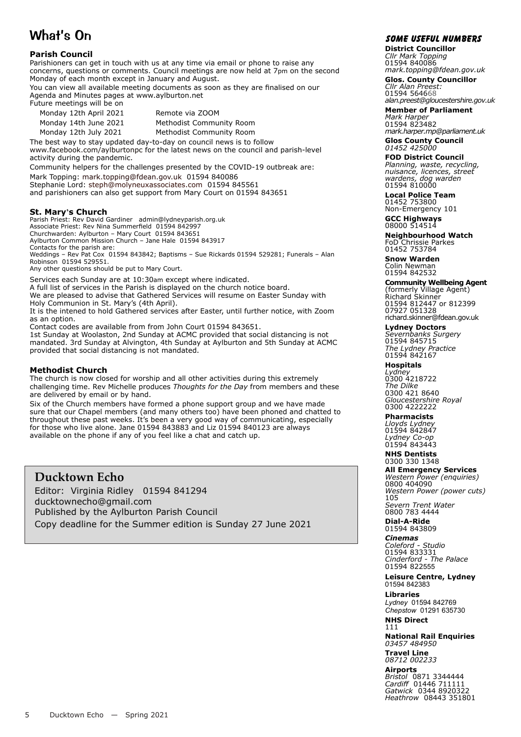# What's On

### Parish Council

Parishioners can get in touch with us at any time via email or phone to raise any concerns, questions or comments. Council meetings are now held at 7pm on the second Monday of each month except in January and August.

You can view all available meeting documents as soon as they are finalised on our Agenda and Minutes pages at www.aylburton.net

Future meetings will be on

| | |
|---|---|
| Monday 12th April 2021 | Remote via ZOOM |
| Monday 14th June 2021 | Methodist Community Room |
| Monday 12th July 2021 | Methodist Community Room |

The best way to stay updated day-to-day on council news is to follow www.facebook.com/aylburtonpc for the latest news on the council and parish-level activity during the pandemic.

Community helpers for the challenges presented by the COVID-19 outbreak are:

Mark Topping: mark.topping@fdean.gov.uk 01594 840086
Stephanie Lord: steph@molyneuxassociates.com 01594 845561
and parishioners can also get support from Mary Court on 01594 843651

### St. Mary's Church

Parish Priest: Rev David Gardiner admin@lydneyparish.org.uk
Associate Priest: Rev Nina Summerfield 01594 842997
Churchwarden: Aylburton – Mary Court 01594 843651
Aylburton Common Mission Church – Jane Hale 01594 843917
Contacts for the parish are:
Weddings – Rev Pat Cox 01594 843842; Baptisms – Sue Rickards 01594 529281; Funerals – Alan Robinson 01594 529551.
Any other questions should be put to Mary Court.

Services each Sunday are at 10:30am except where indicated.
A full list of services in the Parish is displayed on the church notice board.
We are pleased to advise that Gathered Services will resume on Easter Sunday with Holy Communion in St. Mary's (4th April).
It is the intened to hold Gathered services after Easter, until further notice, with Zoom as an option.
Contact codes are available from from John Court 01594 843651.
1st Sunday at Woolaston, 2nd Sunday at ACMC provided that social distancing is not mandated. 3rd Sunday at Alvington, 4th Sunday at Aylburton and 5th Sunday at ACMC provided that social distancing is not mandated.

### Methodist Church

The church is now closed for worship and all other activities during this extremely challenging time. Rev Michelle produces *Thoughts for the Day* from members and these are delivered by email or by hand.

Six of the Church members have formed a phone support group and we have made sure that our Chapel members (and many others too) have been phoned and chatted to throughout these past weeks. It's been a very good way of communicating, especially for those who live alone. Jane 01594 843883 and Liz 01594 840123 are always available on the phone if any of you feel like a chat and catch up.

## Ducktown Echo

Editor: Virginia Ridley 01594 841294
ducktownecho@gmail.com
Published by the Aylburton Parish Council
Copy deadline for the Summer edition is Sunday 27 June 2021

## Some Useful Numbers

**District Councillor**
*Cllr Mark Topping*
01594 840086
*mark.topping@fdean.gov.uk*

**Glos. County Councillor**
*Cllr Alan Preest:*
01594 564668
*alan.preest@gloucestershire.gov.uk*

**Member of Parliament**
*Mark Harper*
01594 823482
*mark.harper.mp@parliament.uk*

**Glos County Council**
*01452 425000*

**FOD District Council**
*Planning, waste, recycling, nuisance, licences, street wardens, dog warden*
01594 810000

**Local Police Team**
01452 753800
Non-Emergency 101

**GCC Highways**
08000 514514

**Neighbourhood Watch**
FoD Chrissie Parkes
01452 753784

**Snow Warden**
Colin Newman
01594 842532

**Community Wellbeing Agent**
(formerly Village Agent)
Richard Skinner
01594 812447 or 812399
07927 051328
richard.skinner@fdean.gov.uk

**Lydney Doctors**
*Severnbanks Surgery*
01594 845715
*The Lydney Practice*
01594 842167

**Hospitals**
*Lydney*
0300 4218722
*The Dilke*
0300 421 8640
*Gloucestershire Royal*
0300 4222222

**Pharmacists**
*Lloyds Lydney*
01594 842847
*Lydney Co-op*
01594 843443

**NHS Dentists**
0300 330 1348

**All Emergency Services**
*Western Power (enquiries)*
0800 404090
*Western Power (power cuts)*
105
*Severn Trent Water*
0800 783 4444

**Dial-A-Ride**
01594 843809

***Cinemas***
*Coleford - Studio*
01594 833331
*Cinderford - The Palace*
01594 822555

**Leisure Centre, Lydney**
01594 842383

**Libraries**
*Lydney* 01594 842769
*Chepstow* 01291 635730

**NHS Direct**
111

**National Rail Enquiries**
*03457 484950*

**Travel Line**
*08712 002233*

**Airports**
*Bristol* 0871 3344444
*Cardiff* 01446 711111
*Gatwick* 0344 8920322
*Heathrow* 08443 351801